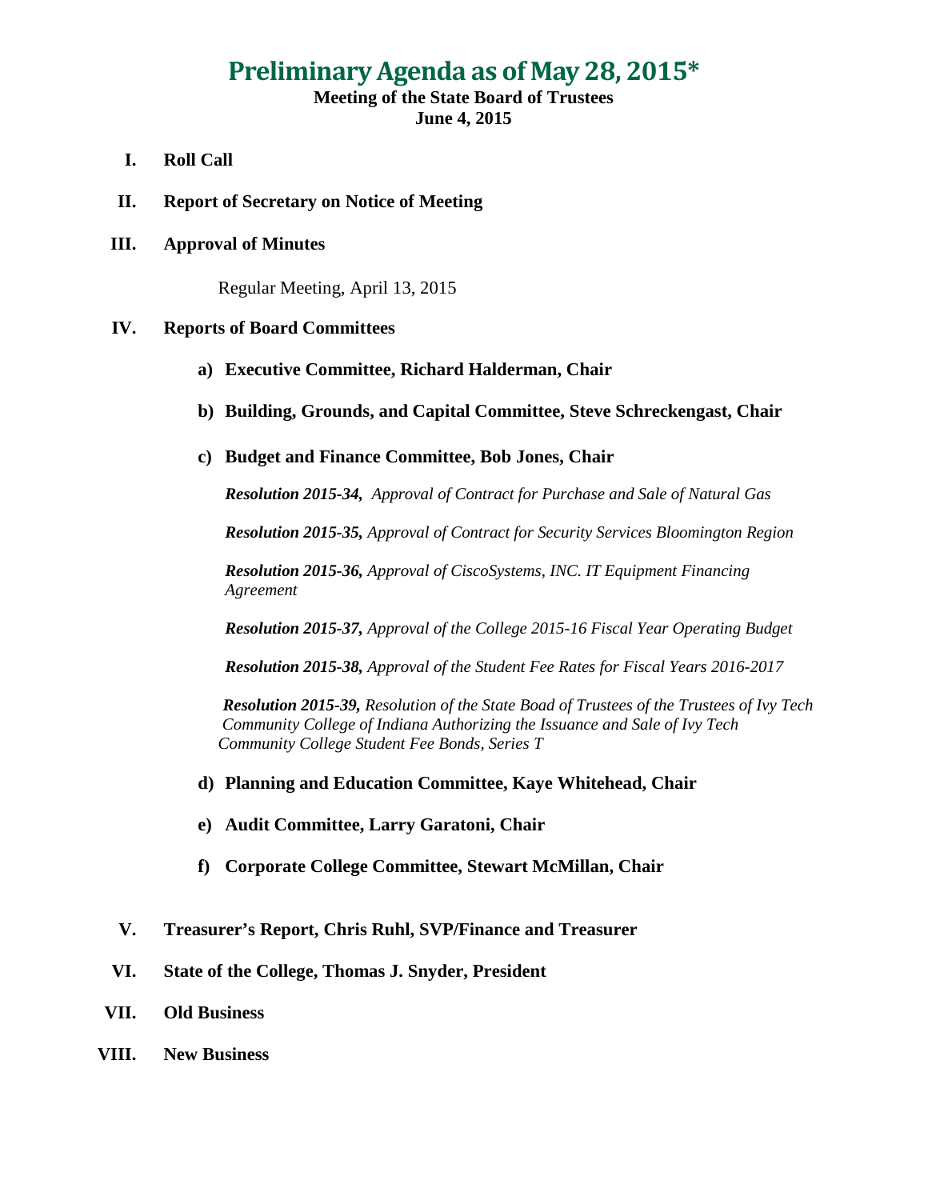# Preliminary Agenda as of May 28, 2015*

**Meeting of the State Board of Trustees**
**June 4, 2015**

**I. Roll Call**

**II. Report of Secretary on Notice of Meeting**

**III. Approval of Minutes**

Regular Meeting, April 13, 2015

**IV. Reports of Board Committees**

**a) Executive Committee, Richard Halderman, Chair**

**b) Building, Grounds, and Capital Committee, Steve Schreckengast, Chair**

**c) Budget and Finance Committee, Bob Jones, Chair**

***Resolution 2015-34,*** *Approval of Contract for Purchase and Sale of Natural Gas*

***Resolution 2015-35,*** *Approval of Contract for Security Services Bloomington Region*

***Resolution 2015-36,*** *Approval of CiscoSystems, INC. IT Equipment Financing Agreement*

***Resolution 2015-37,*** *Approval of the College 2015-16 Fiscal Year Operating Budget*

***Resolution 2015-38,*** *Approval of the Student Fee Rates for Fiscal Years 2016-2017*

***Resolution 2015-39,*** *Resolution of the State Boad of Trustees of the Trustees of Ivy Tech Community College of Indiana Authorizing the Issuance and Sale of Ivy Tech Community College Student Fee Bonds, Series T*

**d) Planning and Education Committee, Kaye Whitehead, Chair**

**e) Audit Committee, Larry Garatoni, Chair**

**f) Corporate College Committee, Stewart McMillan, Chair**

**V. Treasurer's Report, Chris Ruhl, SVP/Finance and Treasurer**

**VI. State of the College, Thomas J. Snyder, President**

**VII. Old Business**

**VIII. New Business**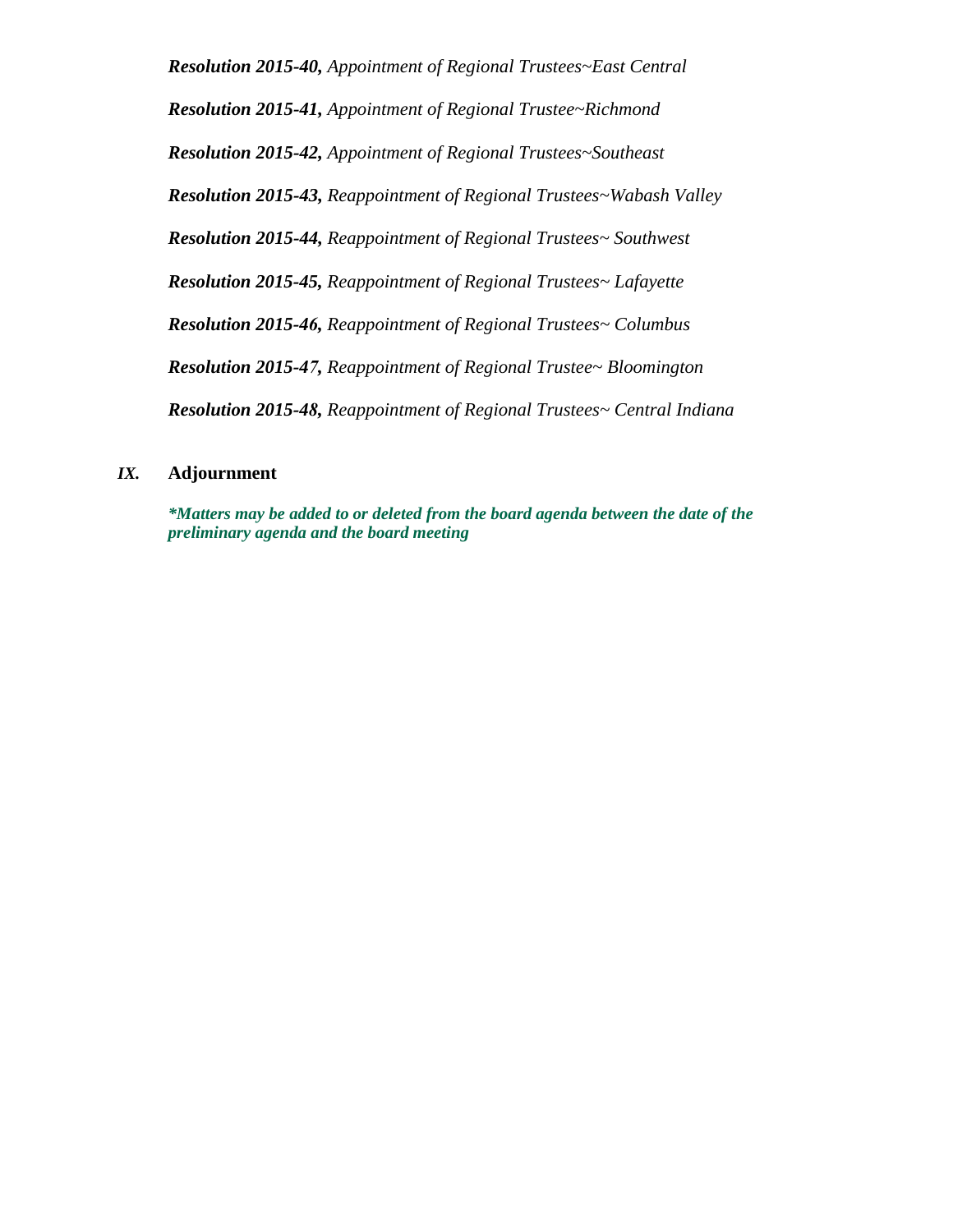***Resolution 2015-40,*** *Appointment of Regional Trustees~East Central*

***Resolution 2015-41,*** *Appointment of Regional Trustee~Richmond*

***Resolution 2015-42,*** *Appointment of Regional Trustees~Southeast*

***Resolution 2015-43,*** *Reappointment of Regional Trustees~Wabash Valley*

***Resolution 2015-44,*** *Reappointment of Regional Trustees~ Southwest*

***Resolution 2015-45,*** *Reappointment of Regional Trustees~ Lafayette*

***Resolution 2015-46,*** *Reappointment of Regional Trustees~ Columbus*

***Resolution 2015-47,*** *Reappointment of Regional Trustee~ Bloomington*

***Resolution 2015-48,*** *Reappointment of Regional Trustees~ Central Indiana*

## *IX.* Adjournment

***Matters may be added to or deleted from the board agenda between the date of the preliminary agenda and the board meeting***